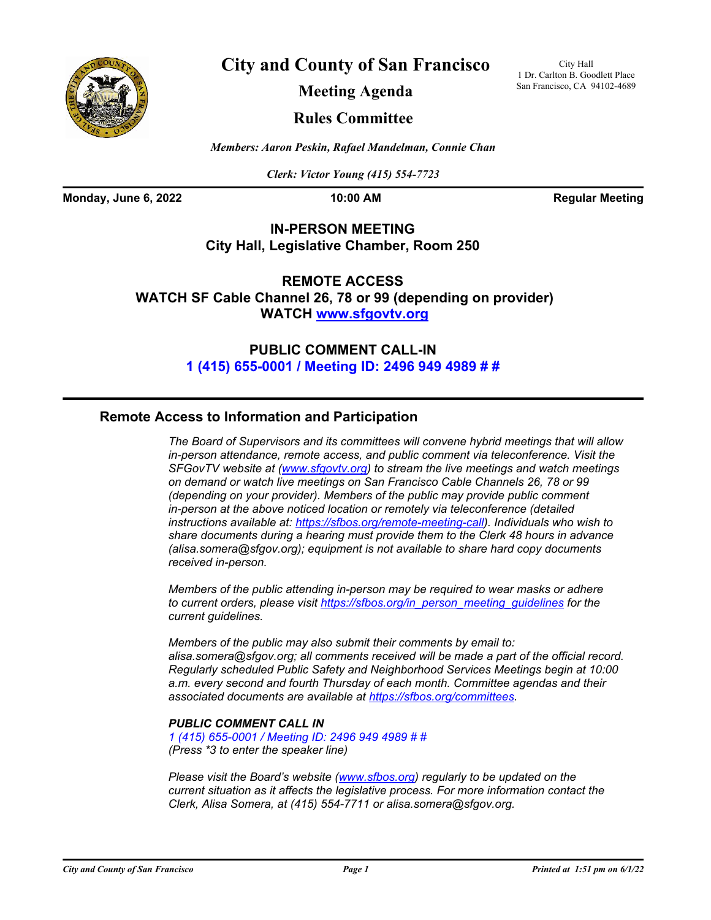# City and County of San Francisco

## Meeting Agenda

## Rules Committee

City Hall
1 Dr. Carlton B. Goodlett Place
San Francisco, CA 94102-4689

*Members: Aaron Peskin, Rafael Mandelman, Connie Chan*

*Clerk: Victor Young (415) 554-7723*

**Monday, June 6, 2022** **10:00 AM** **Regular Meeting**

**IN-PERSON MEETING**
**City Hall, Legislative Chamber, Room 250**

**REMOTE ACCESS**
**WATCH SF Cable Channel 26, 78 or 99 (depending on provider)**
**WATCH www.sfgovtv.org**

**PUBLIC COMMENT CALL-IN**
**1 (415) 655-0001 / Meeting ID: 2496 949 4989 # #**

### Remote Access to Information and Participation

*The Board of Supervisors and its committees will convene hybrid meetings that will allow in-person attendance, remote access, and public comment via teleconference. Visit the SFGovTV website at (www.sfgovtv.org) to stream the live meetings and watch meetings on demand or watch live meetings on San Francisco Cable Channels 26, 78 or 99 (depending on your provider). Members of the public may provide public comment in-person at the above noticed location or remotely via teleconference (detailed instructions available at: https://sfbos.org/remote-meeting-call). Individuals who wish to share documents during a hearing must provide them to the Clerk 48 hours in advance (alisa.somera@sfgov.org); equipment is not available to share hard copy documents received in-person.*

*Members of the public attending in-person may be required to wear masks or adhere to current orders, please visit https://sfbos.org/in_person_meeting_guidelines for the current guidelines.*

*Members of the public may also submit their comments by email to: alisa.somera@sfgov.org; all comments received will be made a part of the official record. Regularly scheduled Public Safety and Neighborhood Services Meetings begin at 10:00 a.m. every second and fourth Thursday of each month. Committee agendas and their associated documents are available at https://sfbos.org/committees.*

***PUBLIC COMMENT CALL IN***
*1 (415) 655-0001 / Meeting ID: 2496 949 4989 # #*
*(Press \*3 to enter the speaker line)*

*Please visit the Board's website (www.sfbos.org) regularly to be updated on the current situation as it affects the legislative process. For more information contact the Clerk, Alisa Somera, at (415) 554-7711 or alisa.somera@sfgov.org.*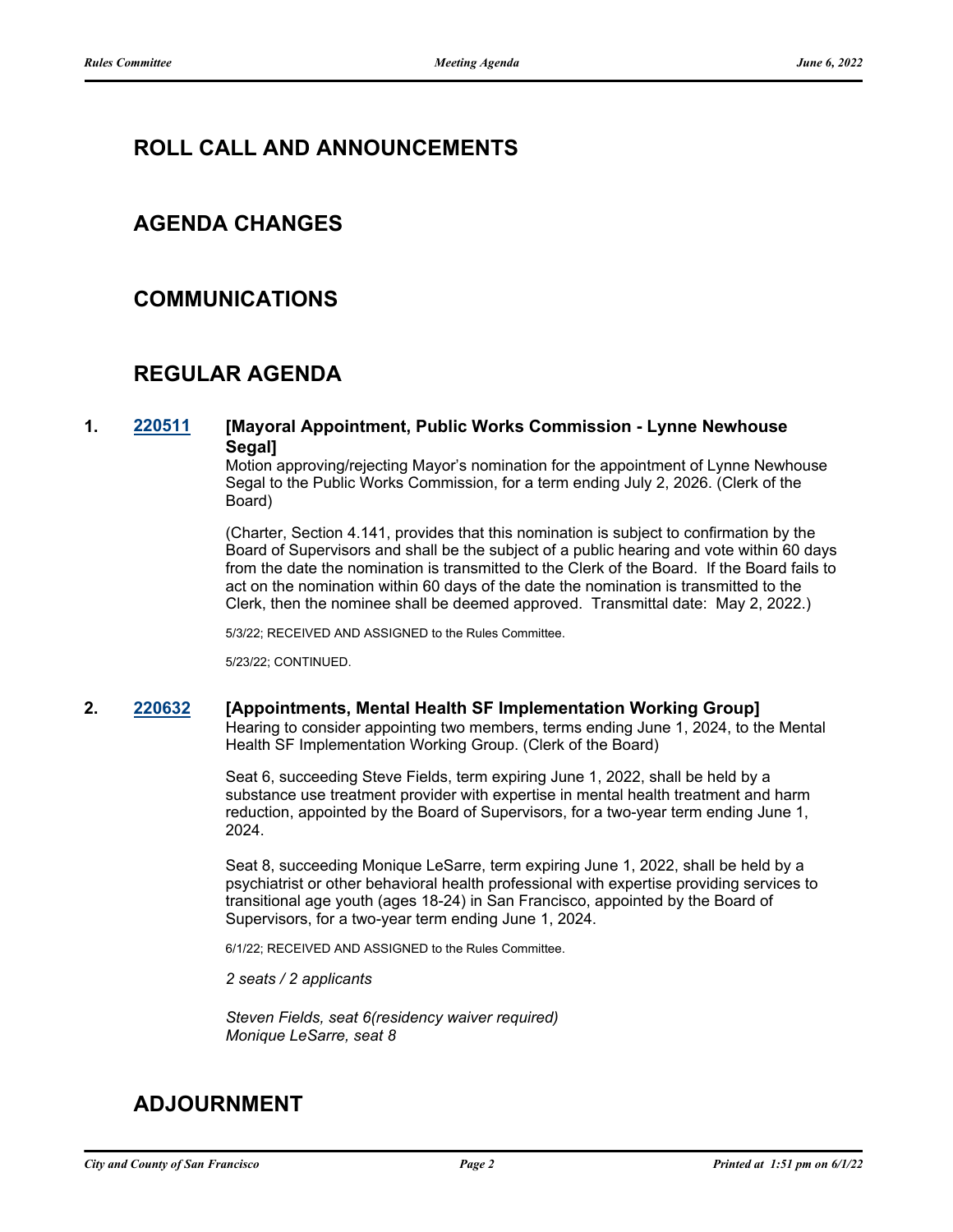## ROLL CALL AND ANNOUNCEMENTS

## AGENDA CHANGES

## COMMUNICATIONS

## REGULAR AGENDA

**1. [220511](220511) [Mayoral Appointment, Public Works Commission - Lynne Newhouse Segal]**

Motion approving/rejecting Mayor's nomination for the appointment of Lynne Newhouse Segal to the Public Works Commission, for a term ending July 2, 2026. (Clerk of the Board)

(Charter, Section 4.141, provides that this nomination is subject to confirmation by the Board of Supervisors and shall be the subject of a public hearing and vote within 60 days from the date the nomination is transmitted to the Clerk of the Board. If the Board fails to act on the nomination within 60 days of the date the nomination is transmitted to the Clerk, then the nominee shall be deemed approved. Transmittal date: May 2, 2022.)

5/3/22; RECEIVED AND ASSIGNED to the Rules Committee.

5/23/22; CONTINUED.

**2. [220632](220632) [Appointments, Mental Health SF Implementation Working Group]**

Hearing to consider appointing two members, terms ending June 1, 2024, to the Mental Health SF Implementation Working Group. (Clerk of the Board)

Seat 6, succeeding Steve Fields, term expiring June 1, 2022, shall be held by a substance use treatment provider with expertise in mental health treatment and harm reduction, appointed by the Board of Supervisors, for a two-year term ending June 1, 2024.

Seat 8, succeeding Monique LeSarre, term expiring June 1, 2022, shall be held by a psychiatrist or other behavioral health professional with expertise providing services to transitional age youth (ages 18-24) in San Francisco, appointed by the Board of Supervisors, for a two-year term ending June 1, 2024.

6/1/22; RECEIVED AND ASSIGNED to the Rules Committee.

*2 seats / 2 applicants*

*Steven Fields, seat 6(residency waiver required)*
*Monique LeSarre, seat 8*

## ADJOURNMENT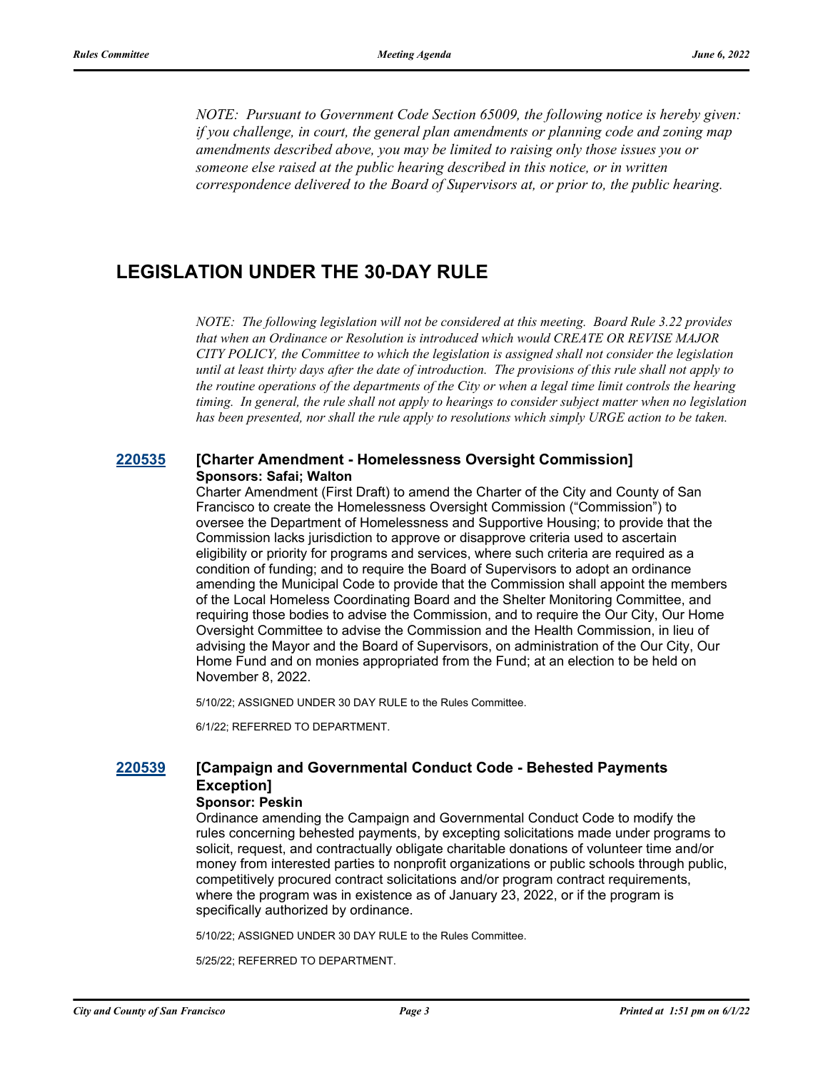*NOTE: Pursuant to Government Code Section 65009, the following notice is hereby given: if you challenge, in court, the general plan amendments or planning code and zoning map amendments described above, you may be limited to raising only those issues you or someone else raised at the public hearing described in this notice, or in written correspondence delivered to the Board of Supervisors at, or prior to, the public hearing.*

# LEGISLATION UNDER THE 30-DAY RULE

*NOTE: The following legislation will not be considered at this meeting. Board Rule 3.22 provides that when an Ordinance or Resolution is introduced which would CREATE OR REVISE MAJOR CITY POLICY, the Committee to which the legislation is assigned shall not consider the legislation until at least thirty days after the date of introduction. The provisions of this rule shall not apply to the routine operations of the departments of the City or when a legal time limit controls the hearing timing. In general, the rule shall not apply to hearings to consider subject matter when no legislation has been presented, nor shall the rule apply to resolutions which simply URGE action to be taken.*

## 220535 [Charter Amendment - Homelessness Oversight Commission]

**Sponsors: Safai; Walton**

Charter Amendment (First Draft) to amend the Charter of the City and County of San Francisco to create the Homelessness Oversight Commission ("Commission") to oversee the Department of Homelessness and Supportive Housing; to provide that the Commission lacks jurisdiction to approve or disapprove criteria used to ascertain eligibility or priority for programs and services, where such criteria are required as a condition of funding; and to require the Board of Supervisors to adopt an ordinance amending the Municipal Code to provide that the Commission shall appoint the members of the Local Homeless Coordinating Board and the Shelter Monitoring Committee, and requiring those bodies to advise the Commission, and to require the Our City, Our Home Oversight Committee to advise the Commission and the Health Commission, in lieu of advising the Mayor and the Board of Supervisors, on administration of the Our City, Our Home Fund and on monies appropriated from the Fund; at an election to be held on November 8, 2022.

5/10/22; ASSIGNED UNDER 30 DAY RULE to the Rules Committee.

6/1/22; REFERRED TO DEPARTMENT.

## 220539 [Campaign and Governmental Conduct Code - Behested Payments Exception]

**Sponsor: Peskin**

Ordinance amending the Campaign and Governmental Conduct Code to modify the rules concerning behested payments, by excepting solicitations made under programs to solicit, request, and contractually obligate charitable donations of volunteer time and/or money from interested parties to nonprofit organizations or public schools through public, competitively procured contract solicitations and/or program contract requirements, where the program was in existence as of January 23, 2022, or if the program is specifically authorized by ordinance.

5/10/22; ASSIGNED UNDER 30 DAY RULE to the Rules Committee.

5/25/22; REFERRED TO DEPARTMENT.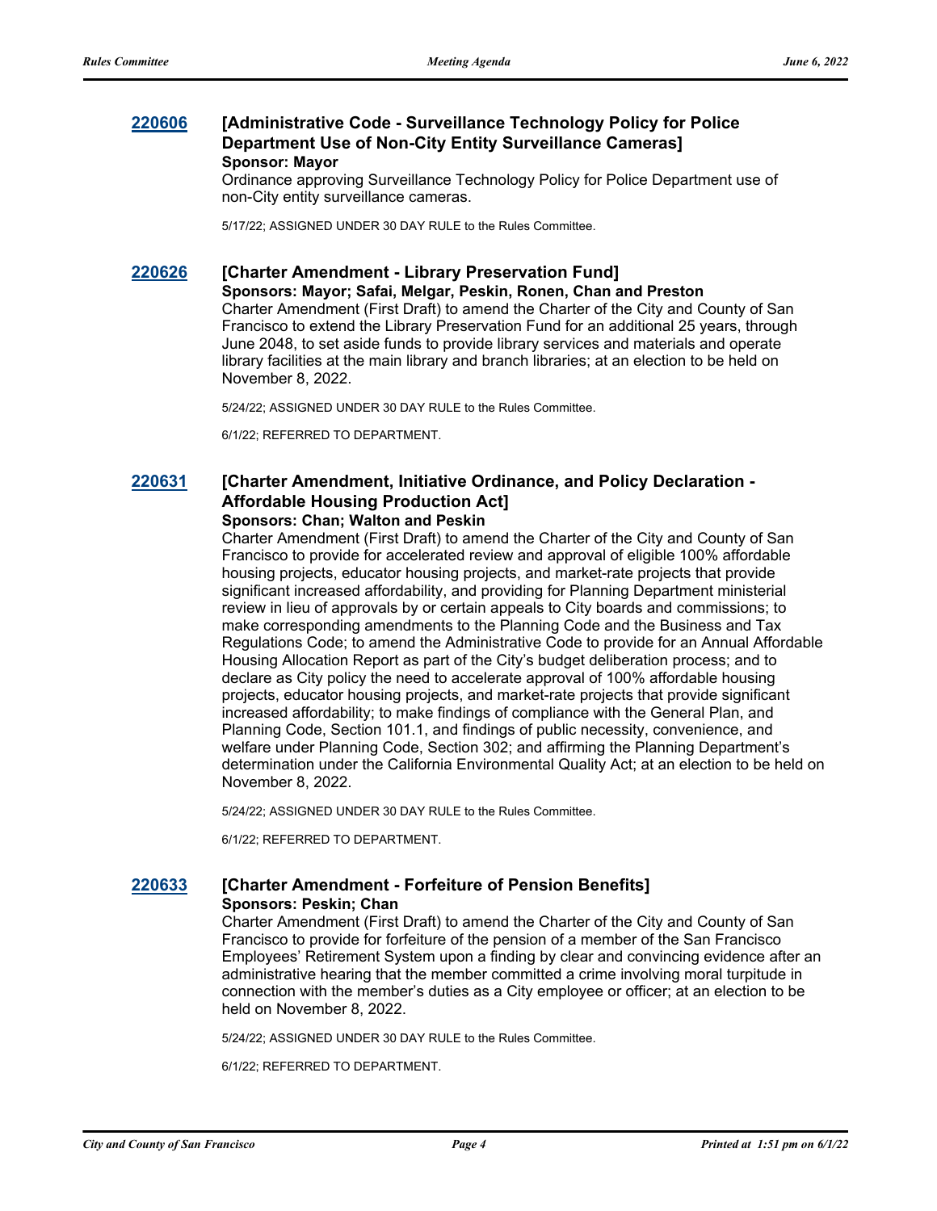### 220606 [Administrative Code - Surveillance Technology Policy for Police Department Use of Non-City Entity Surveillance Cameras]

**Sponsor: Mayor**

Ordinance approving Surveillance Technology Policy for Police Department use of non-City entity surveillance cameras.

5/17/22; ASSIGNED UNDER 30 DAY RULE to the Rules Committee.

### 220626 [Charter Amendment - Library Preservation Fund]

**Sponsors: Mayor; Safai, Melgar, Peskin, Ronen, Chan and Preston**

Charter Amendment (First Draft) to amend the Charter of the City and County of San Francisco to extend the Library Preservation Fund for an additional 25 years, through June 2048, to set aside funds to provide library services and materials and operate library facilities at the main library and branch libraries; at an election to be held on November 8, 2022.

5/24/22; ASSIGNED UNDER 30 DAY RULE to the Rules Committee.

6/1/22; REFERRED TO DEPARTMENT.

### 220631 [Charter Amendment, Initiative Ordinance, and Policy Declaration - Affordable Housing Production Act]

**Sponsors: Chan; Walton and Peskin**

Charter Amendment (First Draft) to amend the Charter of the City and County of San Francisco to provide for accelerated review and approval of eligible 100% affordable housing projects, educator housing projects, and market-rate projects that provide significant increased affordability, and providing for Planning Department ministerial review in lieu of approvals by or certain appeals to City boards and commissions; to make corresponding amendments to the Planning Code and the Business and Tax Regulations Code; to amend the Administrative Code to provide for an Annual Affordable Housing Allocation Report as part of the City's budget deliberation process; and to declare as City policy the need to accelerate approval of 100% affordable housing projects, educator housing projects, and market-rate projects that provide significant increased affordability; to make findings of compliance with the General Plan, and Planning Code, Section 101.1, and findings of public necessity, convenience, and welfare under Planning Code, Section 302; and affirming the Planning Department's determination under the California Environmental Quality Act; at an election to be held on November 8, 2022.

5/24/22; ASSIGNED UNDER 30 DAY RULE to the Rules Committee.

6/1/22; REFERRED TO DEPARTMENT.

### 220633 [Charter Amendment - Forfeiture of Pension Benefits]

**Sponsors: Peskin; Chan**

Charter Amendment (First Draft) to amend the Charter of the City and County of San Francisco to provide for forfeiture of the pension of a member of the San Francisco Employees' Retirement System upon a finding by clear and convincing evidence after an administrative hearing that the member committed a crime involving moral turpitude in connection with the member's duties as a City employee or officer; at an election to be held on November 8, 2022.

5/24/22; ASSIGNED UNDER 30 DAY RULE to the Rules Committee.

6/1/22; REFERRED TO DEPARTMENT.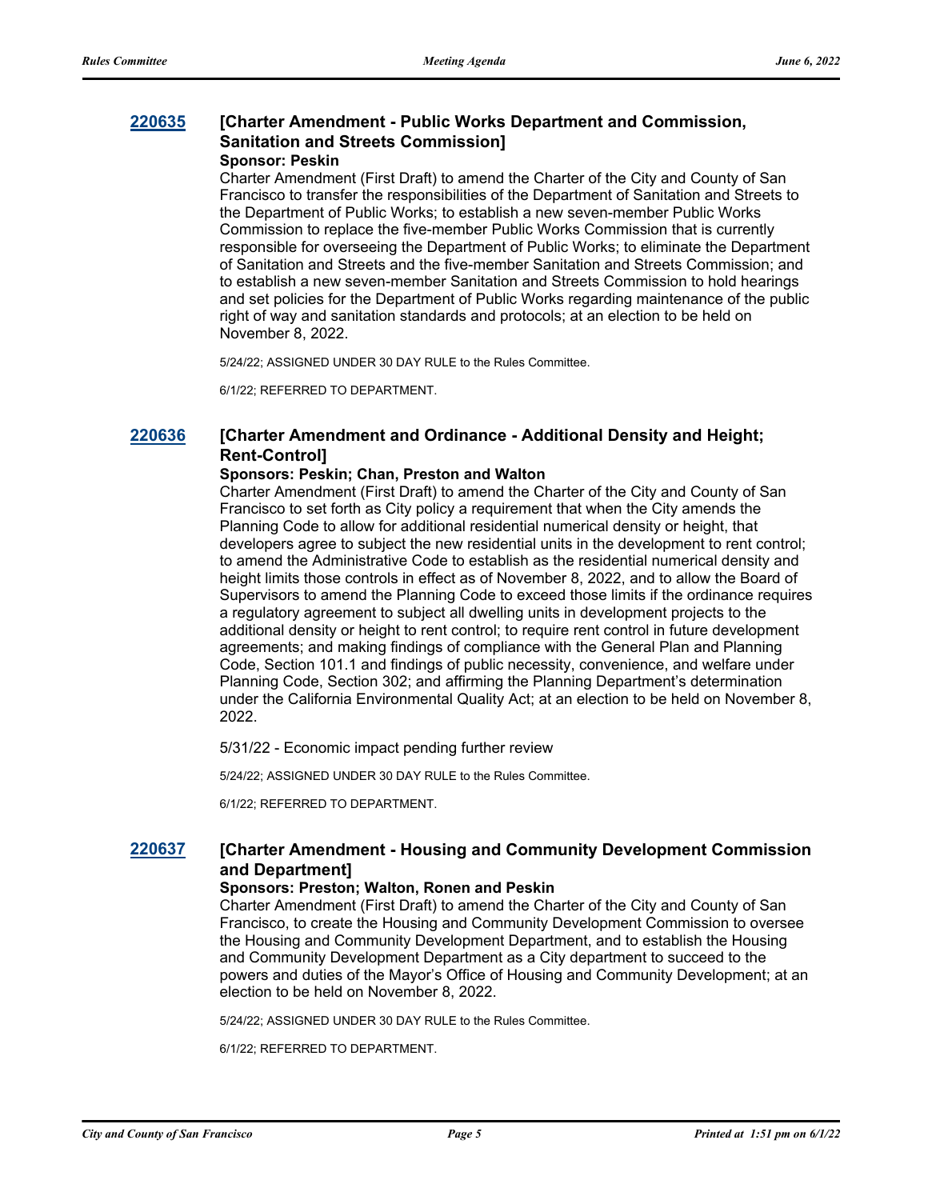### [220635](#) [Charter Amendment - Public Works Department and Commission, Sanitation and Streets Commission]

**Sponsor: Peskin**

Charter Amendment (First Draft) to amend the Charter of the City and County of San Francisco to transfer the responsibilities of the Department of Sanitation and Streets to the Department of Public Works; to establish a new seven-member Public Works Commission to replace the five-member Public Works Commission that is currently responsible for overseeing the Department of Public Works; to eliminate the Department of Sanitation and Streets and the five-member Sanitation and Streets Commission; and to establish a new seven-member Sanitation and Streets Commission to hold hearings and set policies for the Department of Public Works regarding maintenance of the public right of way and sanitation standards and protocols; at an election to be held on November 8, 2022.

5/24/22; ASSIGNED UNDER 30 DAY RULE to the Rules Committee.

6/1/22; REFERRED TO DEPARTMENT.

### [220636](#) [Charter Amendment and Ordinance - Additional Density and Height; Rent-Control]

**Sponsors: Peskin; Chan, Preston and Walton**

Charter Amendment (First Draft) to amend the Charter of the City and County of San Francisco to set forth as City policy a requirement that when the City amends the Planning Code to allow for additional residential numerical density or height, that developers agree to subject the new residential units in the development to rent control; to amend the Administrative Code to establish as the residential numerical density and height limits those controls in effect as of November 8, 2022, and to allow the Board of Supervisors to amend the Planning Code to exceed those limits if the ordinance requires a regulatory agreement to subject all dwelling units in development projects to the additional density or height to rent control; to require rent control in future development agreements; and making findings of compliance with the General Plan and Planning Code, Section 101.1 and findings of public necessity, convenience, and welfare under Planning Code, Section 302; and affirming the Planning Department's determination under the California Environmental Quality Act; at an election to be held on November 8, 2022.

5/31/22 - Economic impact pending further review

5/24/22; ASSIGNED UNDER 30 DAY RULE to the Rules Committee.

6/1/22; REFERRED TO DEPARTMENT.

### [220637](#) [Charter Amendment - Housing and Community Development Commission and Department]

**Sponsors: Preston; Walton, Ronen and Peskin**

Charter Amendment (First Draft) to amend the Charter of the City and County of San Francisco, to create the Housing and Community Development Commission to oversee the Housing and Community Development Department, and to establish the Housing and Community Development Department as a City department to succeed to the powers and duties of the Mayor's Office of Housing and Community Development; at an election to be held on November 8, 2022.

5/24/22; ASSIGNED UNDER 30 DAY RULE to the Rules Committee.

6/1/22; REFERRED TO DEPARTMENT.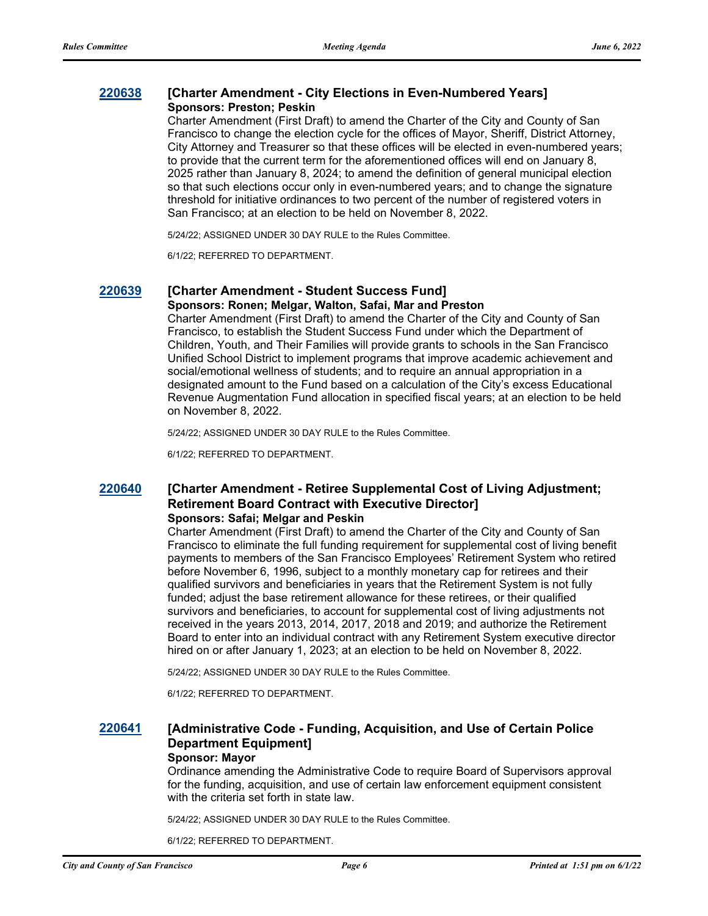### 220638 [Charter Amendment - City Elections in Even-Numbered Years]

**Sponsors: Preston; Peskin**

Charter Amendment (First Draft) to amend the Charter of the City and County of San Francisco to change the election cycle for the offices of Mayor, Sheriff, District Attorney, City Attorney and Treasurer so that these offices will be elected in even-numbered years; to provide that the current term for the aforementioned offices will end on January 8, 2025 rather than January 8, 2024; to amend the definition of general municipal election so that such elections occur only in even-numbered years; and to change the signature threshold for initiative ordinances to two percent of the number of registered voters in San Francisco; at an election to be held on November 8, 2022.

5/24/22; ASSIGNED UNDER 30 DAY RULE to the Rules Committee.

6/1/22; REFERRED TO DEPARTMENT.

### 220639 [Charter Amendment - Student Success Fund]

**Sponsors: Ronen; Melgar, Walton, Safai, Mar and Preston**

Charter Amendment (First Draft) to amend the Charter of the City and County of San Francisco, to establish the Student Success Fund under which the Department of Children, Youth, and Their Families will provide grants to schools in the San Francisco Unified School District to implement programs that improve academic achievement and social/emotional wellness of students; and to require an annual appropriation in a designated amount to the Fund based on a calculation of the City's excess Educational Revenue Augmentation Fund allocation in specified fiscal years; at an election to be held on November 8, 2022.

5/24/22; ASSIGNED UNDER 30 DAY RULE to the Rules Committee.

6/1/22; REFERRED TO DEPARTMENT.

### 220640 [Charter Amendment - Retiree Supplemental Cost of Living Adjustment; Retirement Board Contract with Executive Director]

**Sponsors: Safai; Melgar and Peskin**

Charter Amendment (First Draft) to amend the Charter of the City and County of San Francisco to eliminate the full funding requirement for supplemental cost of living benefit payments to members of the San Francisco Employees' Retirement System who retired before November 6, 1996, subject to a monthly monetary cap for retirees and their qualified survivors and beneficiaries in years that the Retirement System is not fully funded; adjust the base retirement allowance for these retirees, or their qualified survivors and beneficiaries, to account for supplemental cost of living adjustments not received in the years 2013, 2014, 2017, 2018 and 2019; and authorize the Retirement Board to enter into an individual contract with any Retirement System executive director hired on or after January 1, 2023; at an election to be held on November 8, 2022.

5/24/22; ASSIGNED UNDER 30 DAY RULE to the Rules Committee.

6/1/22; REFERRED TO DEPARTMENT.

### 220641 [Administrative Code - Funding, Acquisition, and Use of Certain Police Department Equipment]

**Sponsor: Mayor**

Ordinance amending the Administrative Code to require Board of Supervisors approval for the funding, acquisition, and use of certain law enforcement equipment consistent with the criteria set forth in state law.

5/24/22; ASSIGNED UNDER 30 DAY RULE to the Rules Committee.

6/1/22; REFERRED TO DEPARTMENT.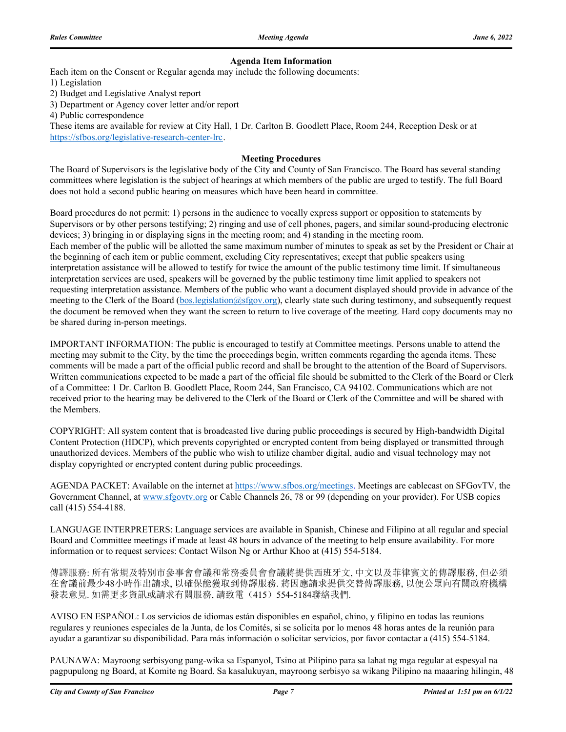### Agenda Item Information

Each item on the Consent or Regular agenda may include the following documents:

1) Legislation
2) Budget and Legislative Analyst report
3) Department or Agency cover letter and/or report
4) Public correspondence

These items are available for review at City Hall, 1 Dr. Carlton B. Goodlett Place, Room 244, Reception Desk or at https://sfbos.org/legislative-research-center-lrc.

### Meeting Procedures

The Board of Supervisors is the legislative body of the City and County of San Francisco. The Board has several standing committees where legislation is the subject of hearings at which members of the public are urged to testify. The full Board does not hold a second public hearing on measures which have been heard in committee.

Board procedures do not permit: 1) persons in the audience to vocally express support or opposition to statements by Supervisors or by other persons testifying; 2) ringing and use of cell phones, pagers, and similar sound-producing electronic devices; 3) bringing in or displaying signs in the meeting room; and 4) standing in the meeting room.
Each member of the public will be allotted the same maximum number of minutes to speak as set by the President or Chair at the beginning of each item or public comment, excluding City representatives; except that public speakers using interpretation assistance will be allowed to testify for twice the amount of the public testimony time limit. If simultaneous interpretation services are used, speakers will be governed by the public testimony time limit applied to speakers not requesting interpretation assistance. Members of the public who want a document displayed should provide in advance of the meeting to the Clerk of the Board (bos.legislation@sfgov.org), clearly state such during testimony, and subsequently request the document be removed when they want the screen to return to live coverage of the meeting. Hard copy documents may no be shared during in-person meetings.

IMPORTANT INFORMATION: The public is encouraged to testify at Committee meetings. Persons unable to attend the meeting may submit to the City, by the time the proceedings begin, written comments regarding the agenda items. These comments will be made a part of the official public record and shall be brought to the attention of the Board of Supervisors. Written communications expected to be made a part of the official file should be submitted to the Clerk of the Board or Clerk of a Committee: 1 Dr. Carlton B. Goodlett Place, Room 244, San Francisco, CA 94102. Communications which are not received prior to the hearing may be delivered to the Clerk of the Board or Clerk of the Committee and will be shared with the Members.

COPYRIGHT: All system content that is broadcasted live during public proceedings is secured by High-bandwidth Digital Content Protection (HDCP), which prevents copyrighted or encrypted content from being displayed or transmitted through unauthorized devices. Members of the public who wish to utilize chamber digital, audio and visual technology may not display copyrighted or encrypted content during public proceedings.

AGENDA PACKET: Available on the internet at https://www.sfbos.org/meetings. Meetings are cablecast on SFGovTV, the Government Channel, at www.sfgovtv.org or Cable Channels 26, 78 or 99 (depending on your provider). For USB copies call (415) 554-4188.

LANGUAGE INTERPRETERS: Language services are available in Spanish, Chinese and Filipino at all regular and special Board and Committee meetings if made at least 48 hours in advance of the meeting to help ensure availability. For more information or to request services: Contact Wilson Ng or Arthur Khoo at (415) 554-5184.

傳譯服務: 所有常規及特別市參事會會議和常務委員會會議將提供西班牙文, 中文以及菲律賓文的傳譯服務, 但必須在會議前最少48小時作出請求, 以確保能獲取到傳譯服務. 將因應請求提供交替傳譯服務, 以便公眾向有關政府機構發表意見. 如需更多資訊或請求有關服務, 請致電（415）554-5184聯絡我們.

AVISO EN ESPAÑOL: Los servicios de idiomas están disponibles en español, chino, y filipino en todas las reunions regulares y reuniones especiales de la Junta, de los Comités, si se solicita por lo menos 48 horas antes de la reunión para ayudar a garantizar su disponibilidad. Para más información o solicitar servicios, por favor contactar a (415) 554-5184.

PAUNAWA: Mayroong serbisyong pang-wika sa Espanyol, Tsino at Pilipino para sa lahat ng mga regular at espesyal na pagpupulong ng Board, at Komite ng Board. Sa kasalukuyan, mayroong serbisyo sa wikang Pilipino na maaaring hilingin, 48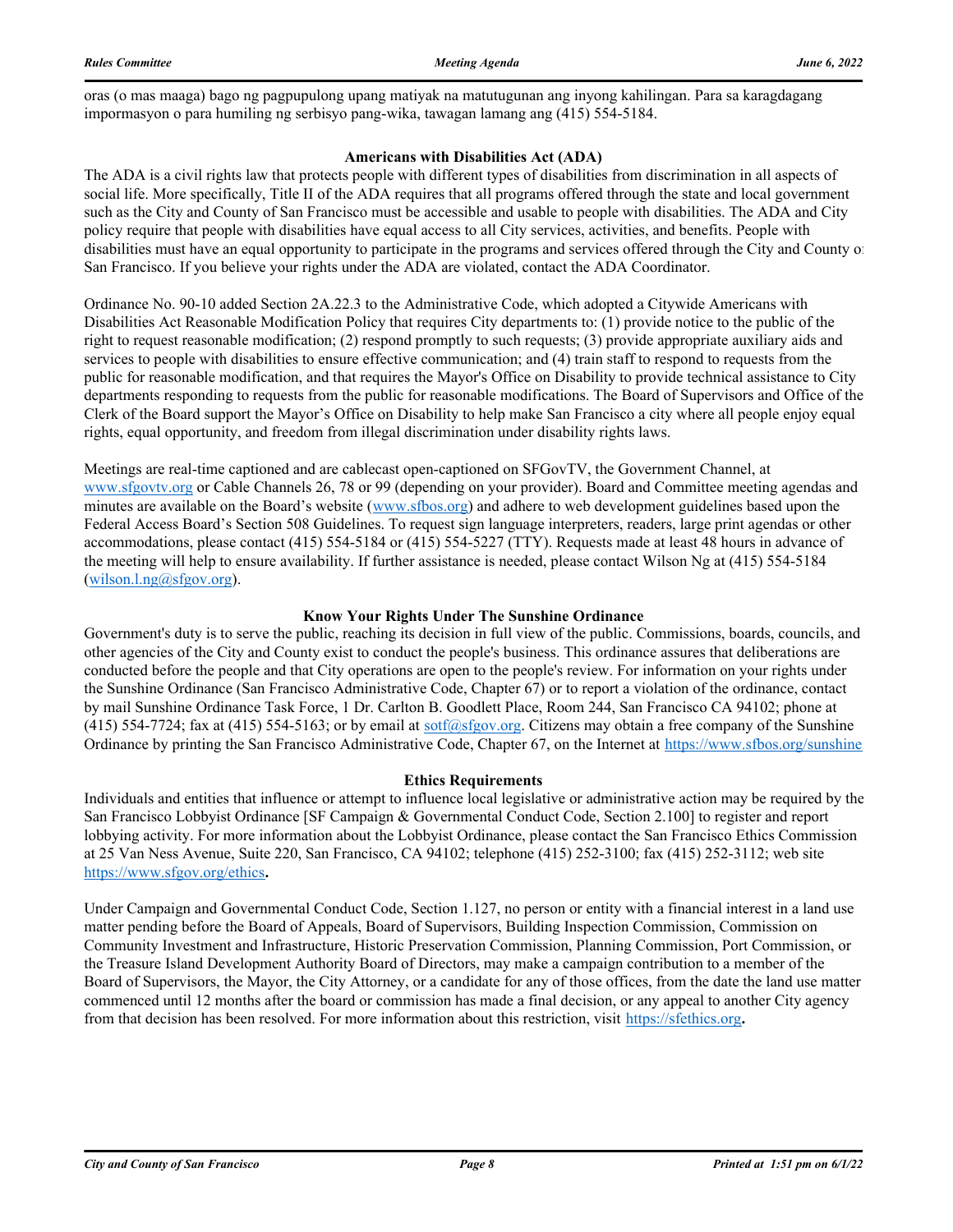oras (o mas maaga) bago ng pagpupulong upang matiyak na matutugunan ang inyong kahilingan. Para sa karagdagang impormasyon o para humiling ng serbisyo pang-wika, tawagan lamang ang (415) 554-5184.

**Americans with Disabilities Act (ADA)**

The ADA is a civil rights law that protects people with different types of disabilities from discrimination in all aspects of social life. More specifically, Title II of the ADA requires that all programs offered through the state and local government such as the City and County of San Francisco must be accessible and usable to people with disabilities. The ADA and City policy require that people with disabilities have equal access to all City services, activities, and benefits. People with disabilities must have an equal opportunity to participate in the programs and services offered through the City and County of San Francisco. If you believe your rights under the ADA are violated, contact the ADA Coordinator.

Ordinance No. 90-10 added Section 2A.22.3 to the Administrative Code, which adopted a Citywide Americans with Disabilities Act Reasonable Modification Policy that requires City departments to: (1) provide notice to the public of the right to request reasonable modification; (2) respond promptly to such requests; (3) provide appropriate auxiliary aids and services to people with disabilities to ensure effective communication; and (4) train staff to respond to requests from the public for reasonable modification, and that requires the Mayor's Office on Disability to provide technical assistance to City departments responding to requests from the public for reasonable modifications. The Board of Supervisors and Office of the Clerk of the Board support the Mayor's Office on Disability to help make San Francisco a city where all people enjoy equal rights, equal opportunity, and freedom from illegal discrimination under disability rights laws.

Meetings are real-time captioned and are cablecast open-captioned on SFGovTV, the Government Channel, at www.sfgovtv.org or Cable Channels 26, 78 or 99 (depending on your provider). Board and Committee meeting agendas and minutes are available on the Board's website (www.sfbos.org) and adhere to web development guidelines based upon the Federal Access Board's Section 508 Guidelines. To request sign language interpreters, readers, large print agendas or other accommodations, please contact (415) 554-5184 or (415) 554-5227 (TTY). Requests made at least 48 hours in advance of the meeting will help to ensure availability. If further assistance is needed, please contact Wilson Ng at (415) 554-5184 (wilson.l.ng@sfgov.org).

**Know Your Rights Under The Sunshine Ordinance**

Government's duty is to serve the public, reaching its decision in full view of the public. Commissions, boards, councils, and other agencies of the City and County exist to conduct the people's business. This ordinance assures that deliberations are conducted before the people and that City operations are open to the people's review. For information on your rights under the Sunshine Ordinance (San Francisco Administrative Code, Chapter 67) or to report a violation of the ordinance, contact by mail Sunshine Ordinance Task Force, 1 Dr. Carlton B. Goodlett Place, Room 244, San Francisco CA 94102; phone at (415) 554-7724; fax at (415) 554-5163; or by email at sotf@sfgov.org. Citizens may obtain a free company of the Sunshine Ordinance by printing the San Francisco Administrative Code, Chapter 67, on the Internet at https://www.sfbos.org/sunshine

**Ethics Requirements**

Individuals and entities that influence or attempt to influence local legislative or administrative action may be required by the San Francisco Lobbyist Ordinance [SF Campaign & Governmental Conduct Code, Section 2.100] to register and report lobbying activity. For more information about the Lobbyist Ordinance, please contact the San Francisco Ethics Commission at 25 Van Ness Avenue, Suite 220, San Francisco, CA 94102; telephone (415) 252-3100; fax (415) 252-3112; web site https://www.sfgov.org/ethics**.**

Under Campaign and Governmental Conduct Code, Section 1.127, no person or entity with a financial interest in a land use matter pending before the Board of Appeals, Board of Supervisors, Building Inspection Commission, Commission on Community Investment and Infrastructure, Historic Preservation Commission, Planning Commission, Port Commission, or the Treasure Island Development Authority Board of Directors, may make a campaign contribution to a member of the Board of Supervisors, the Mayor, the City Attorney, or a candidate for any of those offices, from the date the land use matter commenced until 12 months after the board or commission has made a final decision, or any appeal to another City agency from that decision has been resolved. For more information about this restriction, visit https://sfethics.org**.**